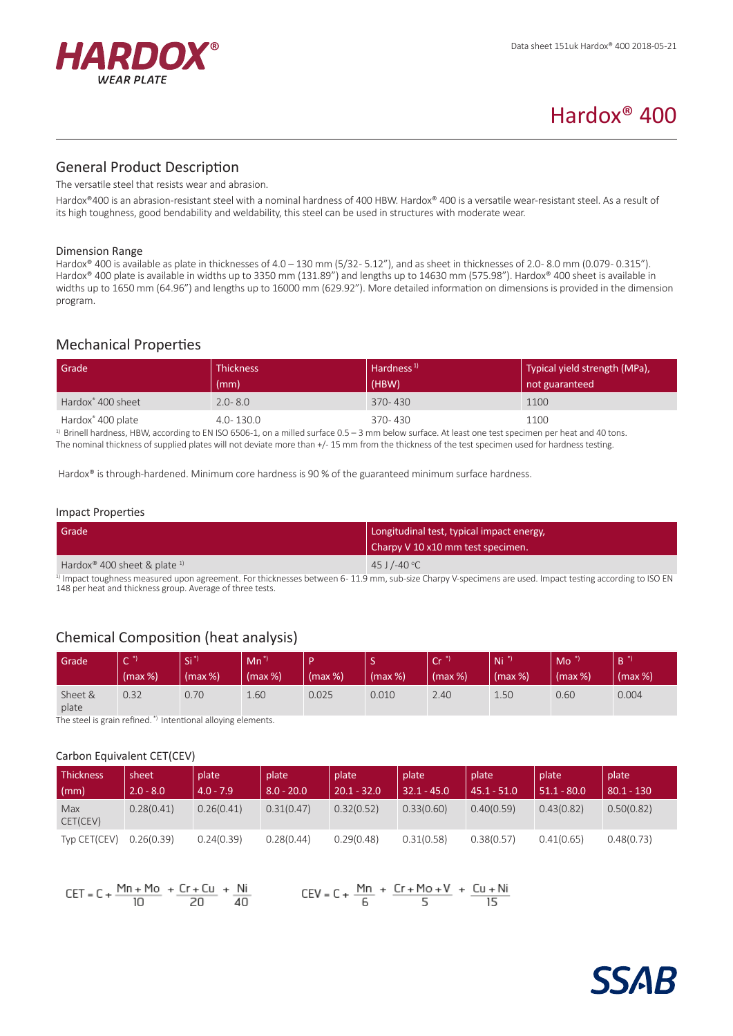# Hardox® 400

## General Product Description

The versatile steel that resists wear and abrasion.

Hardox®400 is an abrasion-resistant steel with a nominal hardness of 400 HBW. Hardox® 400 is a versatile wear-resistant steel. As a result of its high toughness, good bendability and weldability, this steel can be used in structures with moderate wear.

### Dimension Range

Hardox® 400 is available as plate in thicknesses of 4.0 – 130 mm (5/32- 5.12"), and as sheet in thicknesses of 2.0- 8.0 mm (0.079- 0.315"). Hardox® 400 plate is available in widths up to 3350 mm (131.89") and lengths up to 14630 mm (575.98"). Hardox® 400 sheet is available in widths up to 1650 mm (64.96") and lengths up to 16000 mm (629.92"). More detailed information on dimensions is provided in the dimension program.

## Mechanical Properties

| Grade | Thickness (mm) | Hardness [1] (HBW) | Typical yield strength (MPa), not guaranteed |
|---|---|---|---|
| Hardox® 400 sheet | 2.0- 8.0 | 370- 430 | 1100 |
| Hardox® 400 plate | 4.0- 130.0 | 370- 430 | 1100 |

[1] Brinell hardness, HBW, according to EN ISO 6506-1, on a milled surface 0.5 – 3 mm below surface. At least one test specimen per heat and 40 tons. The nominal thickness of supplied plates will not deviate more than +/- 15 mm from the thickness of the test specimen used for hardness testing.

Hardox® is through-hardened. Minimum core hardness is 90 % of the guaranteed minimum surface hardness.

### Impact Properties

| Grade | Longitudinal test, typical impact energy, Charpy V 10 x10 mm test specimen. |
|---|---|
| Hardox® 400 sheet & plate [1] | 45 J /-40 °C |

[1] Impact toughness measured upon agreement. For thicknesses between 6- 11.9 mm, sub-size Charpy V-specimens are used. Impact testing according to ISO EN 148 per heat and thickness group. Average of three tests.

## Chemical Composition (heat analysis)

| Grade | C *) (max %) | Si *) (max %) | Mn *) (max %) | P (max %) | S (max %) | Cr *) (max %) | Ni *) (max %) | Mo *) (max %) | B *) (max %) |
|---|---|---|---|---|---|---|---|---|---|
| Sheet & plate | 0.32 | 0.70 | 1.60 | 0.025 | 0.010 | 2.40 | 1.50 | 0.60 | 0.004 |

The steel is grain refined. *) Intentional alloying elements.

### Carbon Equivalent CET(CEV)

| Thickness (mm) | sheet 2.0 - 8.0 | plate 4.0 - 7.9 | plate 8.0 - 20.0 | plate 20.1 - 32.0 | plate 32.1 - 45.0 | plate 45.1 - 51.0 | plate 51.1 - 80.0 | plate 80.1 - 130 |
|---|---|---|---|---|---|---|---|---|
| Max CET(CEV) | 0.28(0.41) | 0.26(0.41) | 0.31(0.47) | 0.32(0.52) | 0.33(0.60) | 0.40(0.59) | 0.43(0.82) | 0.50(0.82) |
| Typ CET(CEV) | 0.26(0.39) | 0.24(0.39) | 0.28(0.44) | 0.29(0.48) | 0.31(0.58) | 0.38(0.57) | 0.41(0.65) | 0.48(0.73) |

$$CET = C + \frac{Mn + Mo}{10} + \frac{Cr + Cu}{20} + \frac{Ni}{40} \qquad CEV = C + \frac{Mn}{6} + \frac{Cr + Mo + V}{5} + \frac{Cu + Ni}{15}$$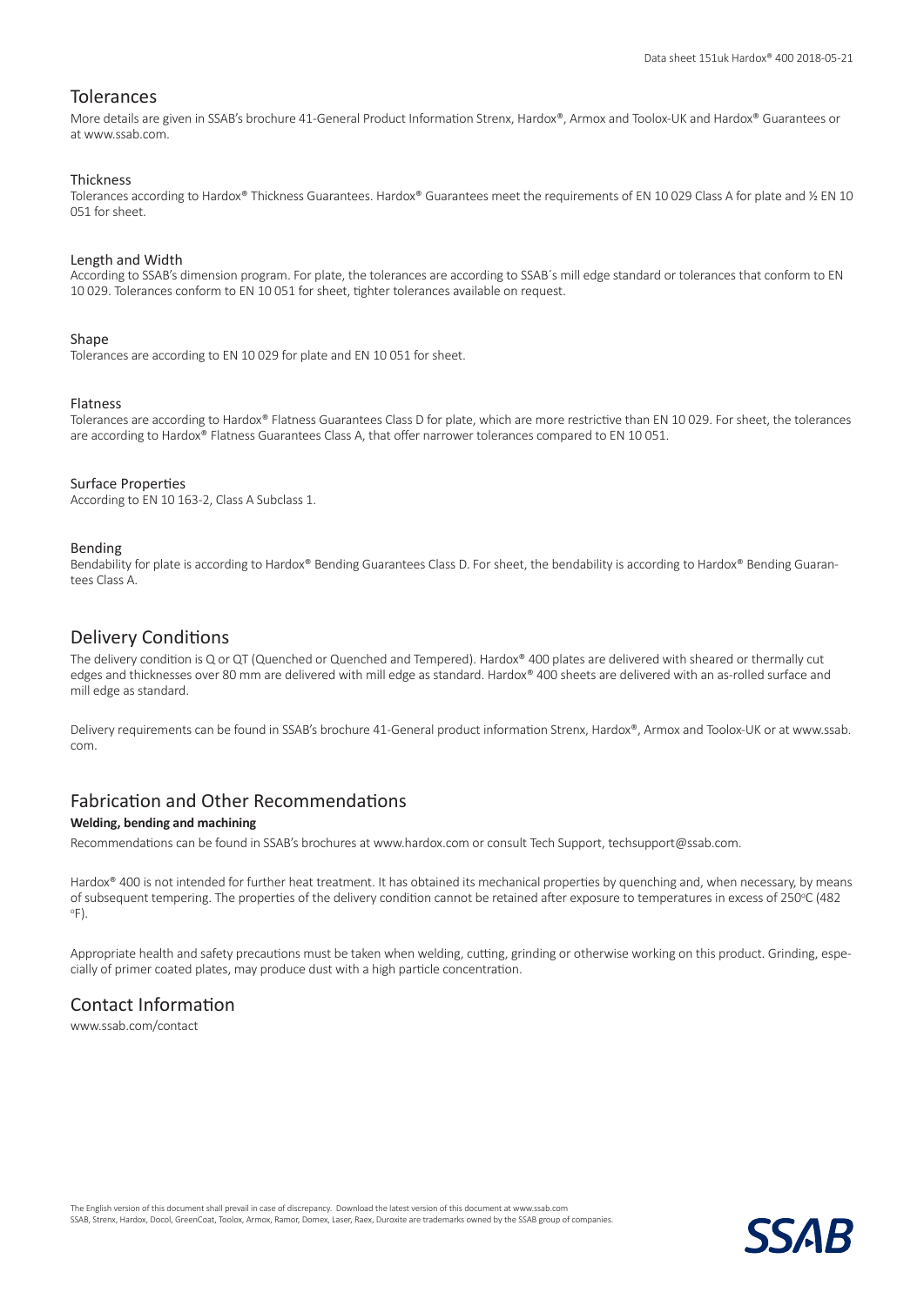## Tolerances

More details are given in SSAB's brochure 41-General Product Information Strenx, Hardox®, Armox and Toolox-UK and Hardox® Guarantees or at www.ssab.com.

### Thickness

Tolerances according to Hardox® Thickness Guarantees. Hardox® Guarantees meet the requirements of EN 10 029 Class A for plate and ½ EN 10 051 for sheet.

### Length and Width

According to SSAB's dimension program. For plate, the tolerances are according to SSAB´s mill edge standard or tolerances that conform to EN 10 029. Tolerances conform to EN 10 051 for sheet, tighter tolerances available on request.

### Shape

Tolerances are according to EN 10 029 for plate and EN 10 051 for sheet.

### Flatness

Tolerances are according to Hardox® Flatness Guarantees Class D for plate, which are more restrictive than EN 10 029. For sheet, the tolerances are according to Hardox® Flatness Guarantees Class A, that offer narrower tolerances compared to EN 10 051.

### Surface Properties

According to EN 10 163-2, Class A Subclass 1.

### Bending

Bendability for plate is according to Hardox® Bending Guarantees Class D. For sheet, the bendability is according to Hardox® Bending Guarantees Class A.

## Delivery Conditions

The delivery condition is Q or QT (Quenched or Quenched and Tempered). Hardox® 400 plates are delivered with sheared or thermally cut edges and thicknesses over 80 mm are delivered with mill edge as standard. Hardox® 400 sheets are delivered with an as-rolled surface and mill edge as standard.

Delivery requirements can be found in SSAB's brochure 41-General product information Strenx, Hardox®, Armox and Toolox-UK or at www.ssab.com.

## Fabrication and Other Recommendations

**Welding, bending and machining**

Recommendations can be found in SSAB's brochures at www.hardox.com or consult Tech Support, techsupport@ssab.com.

Hardox® 400 is not intended for further heat treatment. It has obtained its mechanical properties by quenching and, when necessary, by means of subsequent tempering. The properties of the delivery condition cannot be retained after exposure to temperatures in excess of 250°C (482 °F).

Appropriate health and safety precautions must be taken when welding, cutting, grinding or otherwise working on this product. Grinding, especially of primer coated plates, may produce dust with a high particle concentration.

## Contact Information

www.ssab.com/contact

The English version of this document shall prevail in case of discrepancy. Download the latest version of this document at www.ssab.com
SSAB, Strenx, Hardox, Docol, GreenCoat, Toolox, Armox, Ramor, Domex, Laser, Raex, Duroxite are trademarks owned by the SSAB group of companies.